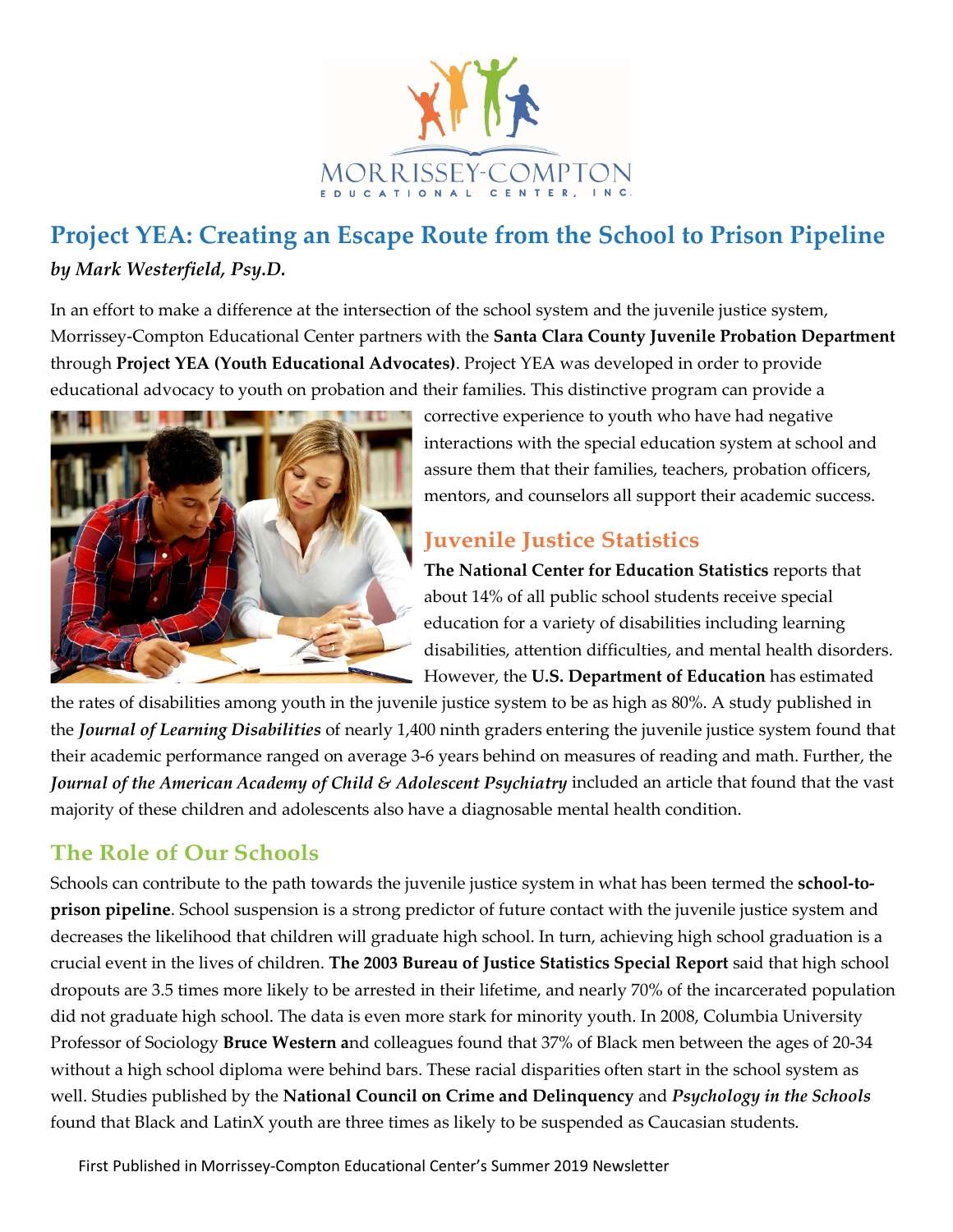MORRISSEY-COMPTON EDUCATIONAL CENTER, INC.

# Project YEA: Creating an Escape Route from the School to Prison Pipeline

***by Mark Westerfield, Psy.D.***

In an effort to make a difference at the intersection of the school system and the juvenile justice system, Morrissey-Compton Educational Center partners with the **Santa Clara County Juvenile Probation Department** through **Project YEA (Youth Educational Advocates)**. Project YEA was developed in order to provide educational advocacy to youth on probation and their families. This distinctive program can provide a corrective experience to youth who have had negative interactions with the special education system at school and assure them that their families, teachers, probation officers, mentors, and counselors all support their academic success.

## Juvenile Justice Statistics

**The National Center for Education Statistics** reports that about 14% of all public school students receive special education for a variety of disabilities including learning disabilities, attention difficulties, and mental health disorders. However, the **U.S. Department of Education** has estimated the rates of disabilities among youth in the juvenile justice system to be as high as 80%. A study published in the ***Journal of Learning Disabilities*** of nearly 1,400 ninth graders entering the juvenile justice system found that their academic performance ranged on average 3-6 years behind on measures of reading and math. Further, the ***Journal of the American Academy of Child & Adolescent Psychiatry*** included an article that found that the vast majority of these children and adolescents also have a diagnosable mental health condition.

## The Role of Our Schools

Schools can contribute to the path towards the juvenile justice system in what has been termed the **school-to-prison pipeline**. School suspension is a strong predictor of future contact with the juvenile justice system and decreases the likelihood that children will graduate high school. In turn, achieving high school graduation is a crucial event in the lives of children. **The 2003 Bureau of Justice Statistics Special Report** said that high school dropouts are 3.5 times more likely to be arrested in their lifetime, and nearly 70% of the incarcerated population did not graduate high school. The data is even more stark for minority youth. In 2008, Columbia University Professor of Sociology **Bruce Western a**nd colleagues found that 37% of Black men between the ages of 20-34 without a high school diploma were behind bars. These racial disparities often start in the school system as well. Studies published by the **National Council on Crime and Delinquency** and ***Psychology in the Schools*** found that Black and LatinX youth are three times as likely to be suspended as Caucasian students.

First Published in Morrissey-Compton Educational Center's Summer 2019 Newsletter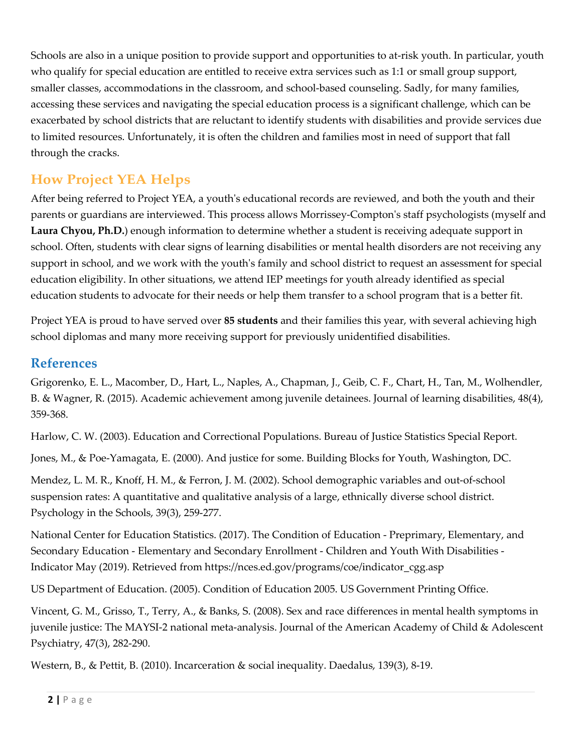Schools are also in a unique position to provide support and opportunities to at-risk youth. In particular, youth who qualify for special education are entitled to receive extra services such as 1:1 or small group support, smaller classes, accommodations in the classroom, and school-based counseling. Sadly, for many families, accessing these services and navigating the special education process is a significant challenge, which can be exacerbated by school districts that are reluctant to identify students with disabilities and provide services due to limited resources. Unfortunately, it is often the children and families most in need of support that fall through the cracks.

## How Project YEA Helps

After being referred to Project YEA, a youth's educational records are reviewed, and both the youth and their parents or guardians are interviewed. This process allows Morrissey-Compton's staff psychologists (myself and **Laura Chyou, Ph.D.**) enough information to determine whether a student is receiving adequate support in school. Often, students with clear signs of learning disabilities or mental health disorders are not receiving any support in school, and we work with the youth's family and school district to request an assessment for special education eligibility. In other situations, we attend IEP meetings for youth already identified as special education students to advocate for their needs or help them transfer to a school program that is a better fit.

Project YEA is proud to have served over **85 students** and their families this year, with several achieving high school diplomas and many more receiving support for previously unidentified disabilities.

## References

Grigorenko, E. L., Macomber, D., Hart, L., Naples, A., Chapman, J., Geib, C. F., Chart, H., Tan, M., Wolhendler, B. & Wagner, R. (2015). Academic achievement among juvenile detainees. Journal of learning disabilities, 48(4), 359-368.

Harlow, C. W. (2003). Education and Correctional Populations. Bureau of Justice Statistics Special Report.

Jones, M., & Poe-Yamagata, E. (2000). And justice for some. Building Blocks for Youth, Washington, DC.

Mendez, L. M. R., Knoff, H. M., & Ferron, J. M. (2002). School demographic variables and out-of-school suspension rates: A quantitative and qualitative analysis of a large, ethnically diverse school district. Psychology in the Schools, 39(3), 259-277.

National Center for Education Statistics. (2017). The Condition of Education - Preprimary, Elementary, and Secondary Education - Elementary and Secondary Enrollment - Children and Youth With Disabilities - Indicator May (2019). Retrieved from https://nces.ed.gov/programs/coe/indicator_cgg.asp

US Department of Education. (2005). Condition of Education 2005. US Government Printing Office.

Vincent, G. M., Grisso, T., Terry, A., & Banks, S. (2008). Sex and race differences in mental health symptoms in juvenile justice: The MAYSI-2 national meta-analysis. Journal of the American Academy of Child & Adolescent Psychiatry, 47(3), 282-290.

Western, B., & Pettit, B. (2010). Incarceration & social inequality. Daedalus, 139(3), 8-19.